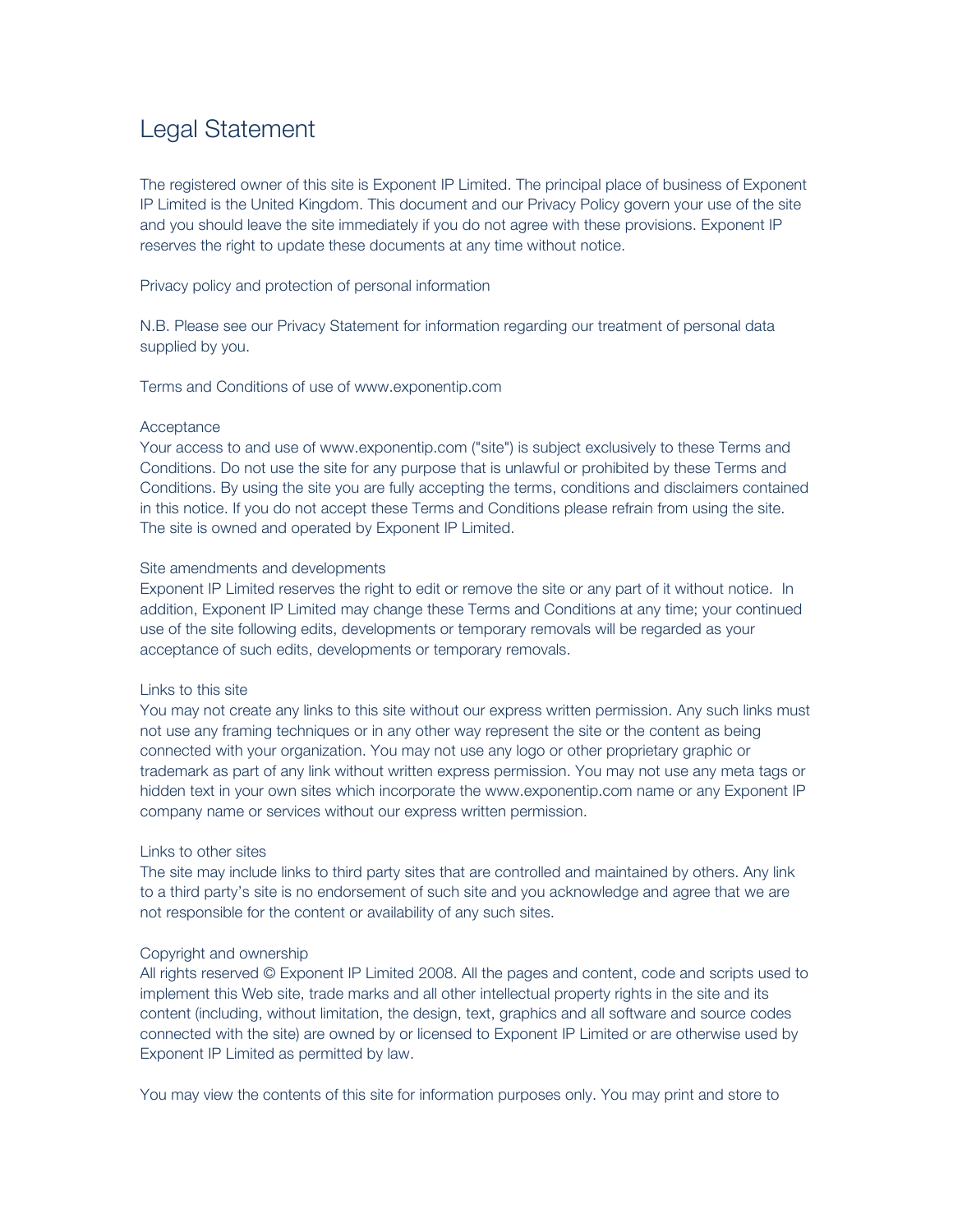# Legal Statement

The registered owner of this site is Exponent IP Limited. The principal place of business of Exponent IP Limited is the United Kingdom. This document and our Privacy Policy govern your use of the site and you should leave the site immediately if you do not agree with these provisions. Exponent IP reserves the right to update these documents at any time without notice.

Privacy policy and protection of personal information

N.B. Please see our Privacy Statement for information regarding our treatment of personal data supplied by you.

Terms and Conditions of use of www.exponentip.com

Acceptance
Your access to and use of www.exponentip.com ("site") is subject exclusively to these Terms and Conditions. Do not use the site for any purpose that is unlawful or prohibited by these Terms and Conditions. By using the site you are fully accepting the terms, conditions and disclaimers contained in this notice. If you do not accept these Terms and Conditions please refrain from using the site. The site is owned and operated by Exponent IP Limited.

Site amendments and developments
Exponent IP Limited reserves the right to edit or remove the site or any part of it without notice. In addition, Exponent IP Limited may change these Terms and Conditions at any time; your continued use of the site following edits, developments or temporary removals will be regarded as your acceptance of such edits, developments or temporary removals.

Links to this site
You may not create any links to this site without our express written permission. Any such links must not use any framing techniques or in any other way represent the site or the content as being connected with your organization. You may not use any logo or other proprietary graphic or trademark as part of any link without written express permission. You may not use any meta tags or hidden text in your own sites which incorporate the www.exponentip.com name or any Exponent IP company name or services without our express written permission.

Links to other sites
The site may include links to third party sites that are controlled and maintained by others. Any link to a third party's site is no endorsement of such site and you acknowledge and agree that we are not responsible for the content or availability of any such sites.

Copyright and ownership
All rights reserved © Exponent IP Limited 2008. All the pages and content, code and scripts used to implement this Web site, trade marks and all other intellectual property rights in the site and its content (including, without limitation, the design, text, graphics and all software and source codes connected with the site) are owned by or licensed to Exponent IP Limited or are otherwise used by Exponent IP Limited as permitted by law.

You may view the contents of this site for information purposes only. You may print and store to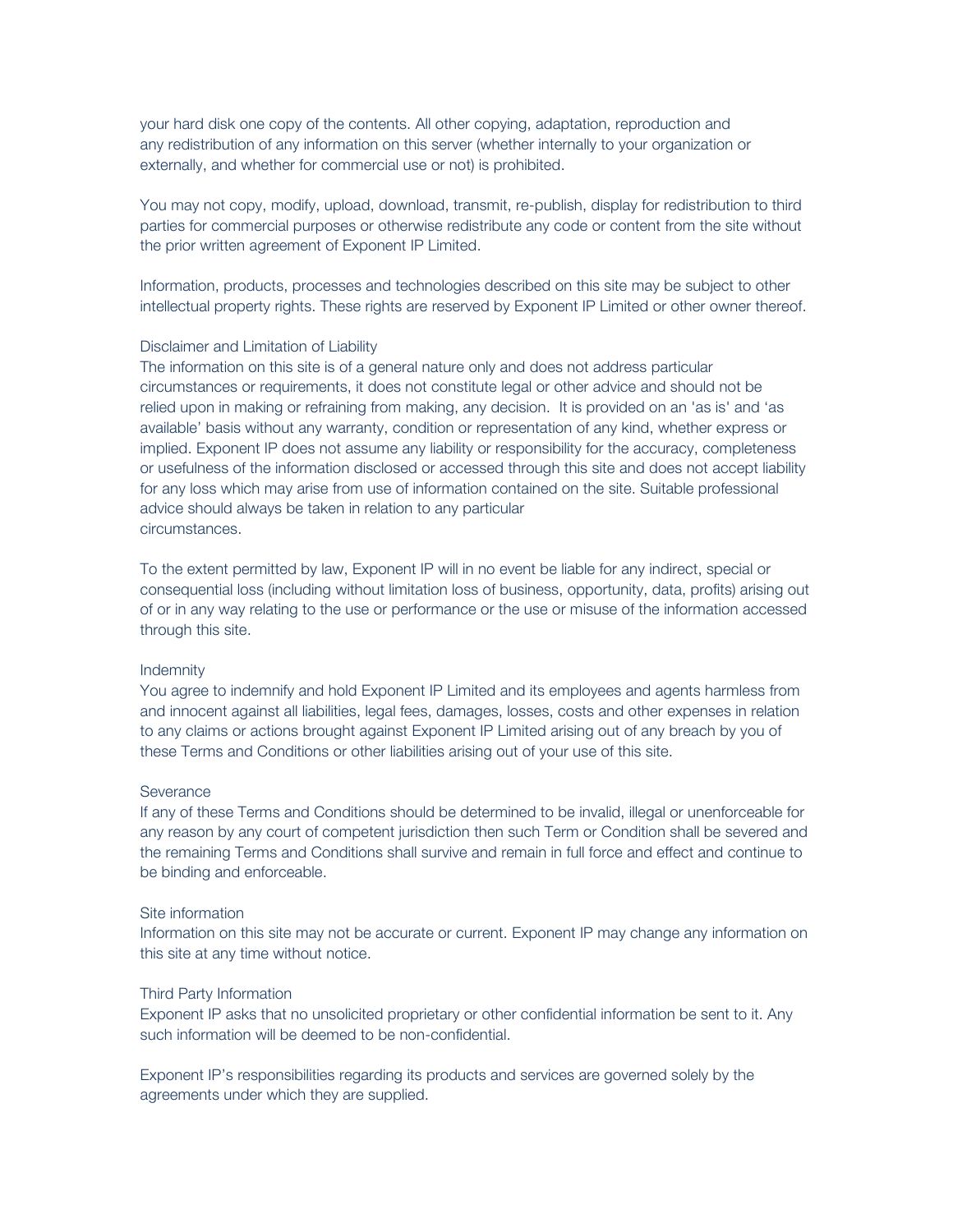your hard disk one copy of the contents. All other copying, adaptation, reproduction and any redistribution of any information on this server (whether internally to your organization or externally, and whether for commercial use or not) is prohibited.

You may not copy, modify, upload, download, transmit, re-publish, display for redistribution to third parties for commercial purposes or otherwise redistribute any code or content from the site without the prior written agreement of Exponent IP Limited.

Information, products, processes and technologies described on this site may be subject to other intellectual property rights. These rights are reserved by Exponent IP Limited or other owner thereof.

Disclaimer and Limitation of Liability

The information on this site is of a general nature only and does not address particular circumstances or requirements, it does not constitute legal or other advice and should not be relied upon in making or refraining from making, any decision. It is provided on an 'as is' and 'as available' basis without any warranty, condition or representation of any kind, whether express or implied. Exponent IP does not assume any liability or responsibility for the accuracy, completeness or usefulness of the information disclosed or accessed through this site and does not accept liability for any loss which may arise from use of information contained on the site. Suitable professional advice should always be taken in relation to any particular circumstances.

To the extent permitted by law, Exponent IP will in no event be liable for any indirect, special or consequential loss (including without limitation loss of business, opportunity, data, profits) arising out of or in any way relating to the use or performance or the use or misuse of the information accessed through this site.

Indemnity

You agree to indemnify and hold Exponent IP Limited and its employees and agents harmless from and innocent against all liabilities, legal fees, damages, losses, costs and other expenses in relation to any claims or actions brought against Exponent IP Limited arising out of any breach by you of these Terms and Conditions or other liabilities arising out of your use of this site.

Severance

If any of these Terms and Conditions should be determined to be invalid, illegal or unenforceable for any reason by any court of competent jurisdiction then such Term or Condition shall be severed and the remaining Terms and Conditions shall survive and remain in full force and effect and continue to be binding and enforceable.

Site information

Information on this site may not be accurate or current. Exponent IP may change any information on this site at any time without notice.

Third Party Information

Exponent IP asks that no unsolicited proprietary or other confidential information be sent to it. Any such information will be deemed to be non-confidential.

Exponent IP's responsibilities regarding its products and services are governed solely by the agreements under which they are supplied.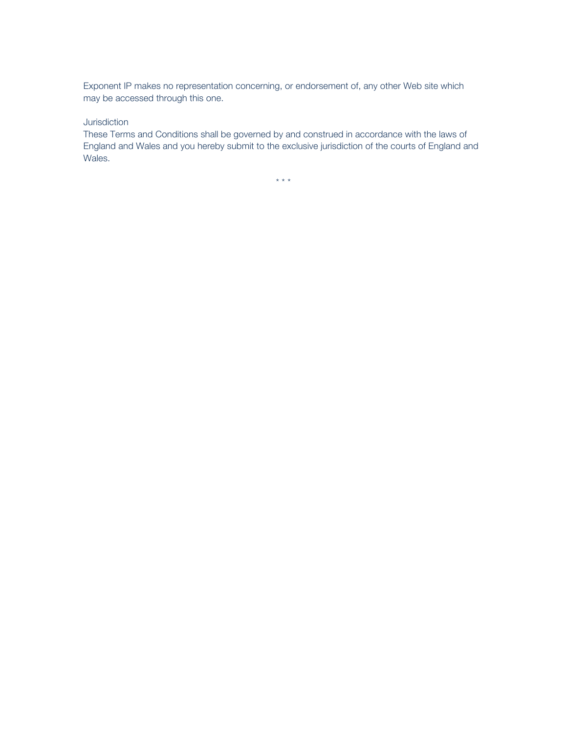Exponent IP makes no representation concerning, or endorsement of, any other Web site which may be accessed through this one.

Jurisdiction

These Terms and Conditions shall be governed by and construed in accordance with the laws of England and Wales and you hereby submit to the exclusive jurisdiction of the courts of England and Wales.

\* \* \*